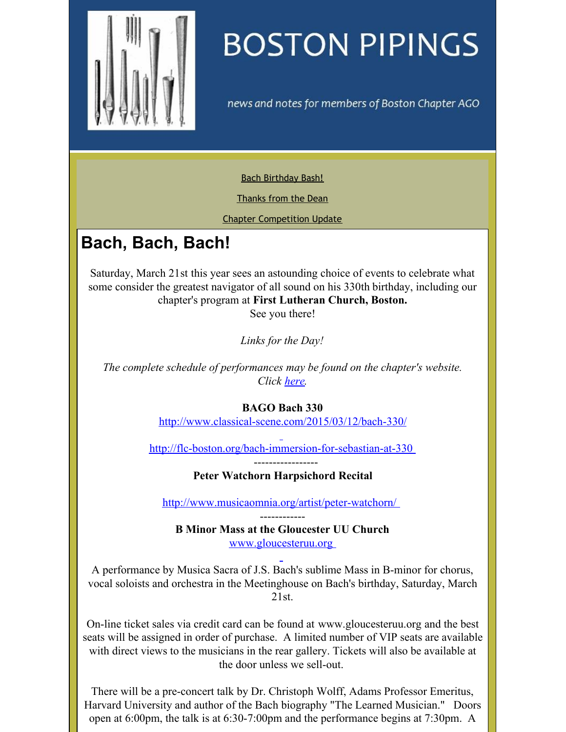# BOSTON PIPINGS

*news and notes for members of Boston Chapter AGO*

[Bach Birthday Bash!](#)

[Thanks from the Dean](#)

[Chapter Competition Update](#)

## Bach, Bach, Bach!

Saturday, March 21st this year sees an astounding choice of events to celebrate what some consider the greatest navigator of all sound on his 330th birthday, including our chapter's program at **First Lutheran Church, Boston.**
See you there!

*Links for the Day!*

*The complete schedule of performances may be found on the chapter's website. Click [here](#).*

**BAGO Bach 330**
http://www.classical-scene.com/2015/03/12/bach-330/

http://flc-boston.org/bach-immersion-for-sebastian-at-330

-----------------

**Peter Watchorn Harpsichord Recital**

http://www.musicaomnia.org/artist/peter-watchorn/

------------

**B Minor Mass at the Gloucester UU Church**
www.gloucesteruu.org

A performance by Musica Sacra of J.S. Bach's sublime Mass in B-minor for chorus, vocal soloists and orchestra in the Meetinghouse on Bach's birthday, Saturday, March 21st.

On-line ticket sales via credit card can be found at www.gloucesteruu.org and the best seats will be assigned in order of purchase. A limited number of VIP seats are available with direct views to the musicians in the rear gallery. Tickets will also be available at the door unless we sell-out.

There will be a pre-concert talk by Dr. Christoph Wolff, Adams Professor Emeritus, Harvard University and author of the Bach biography "The Learned Musician." Doors open at 6:00pm, the talk is at 6:30-7:00pm and the performance begins at 7:30pm. A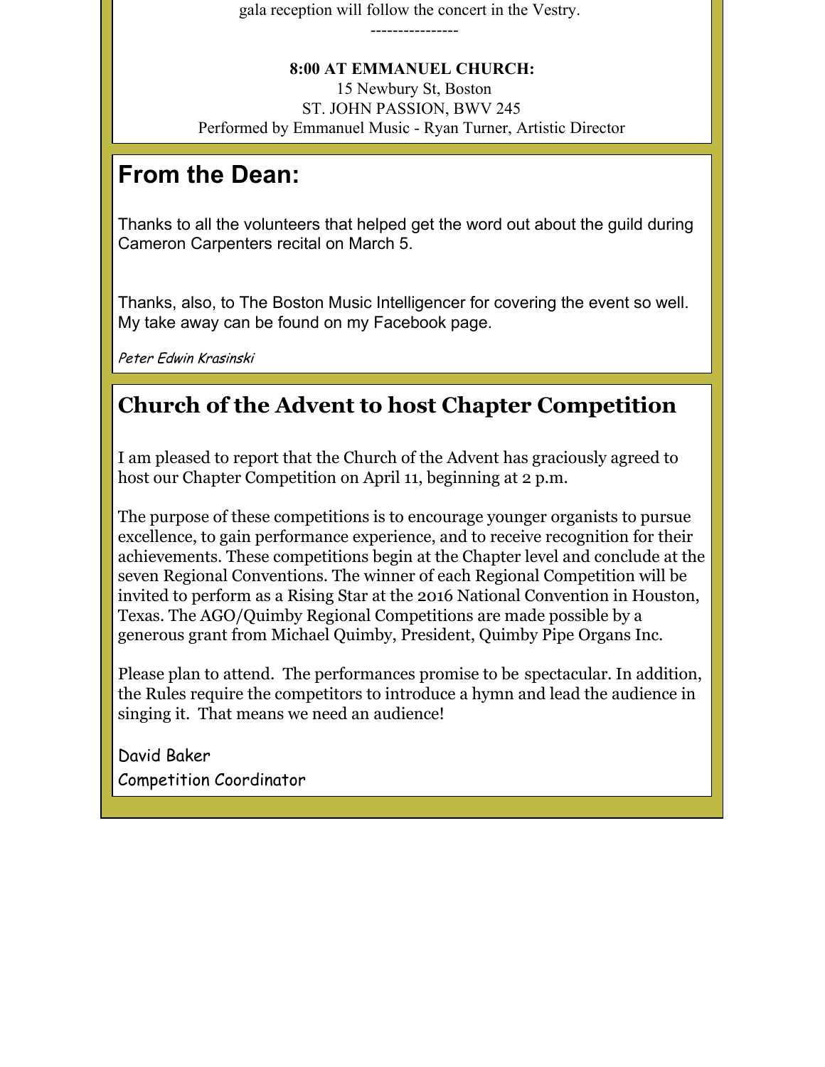gala reception will follow the concert in the Vestry.

----------------

**8:00 AT EMMANUEL CHURCH:**

15 Newbury St, Boston

ST. JOHN PASSION, BWV 245

Performed by Emmanuel Music - Ryan Turner, Artistic Director

## From the Dean:

Thanks to all the volunteers that helped get the word out about the guild during Cameron Carpenters recital on March 5.

Thanks, also, to The Boston Music Intelligencer for covering the event so well. My take away can be found on my Facebook page.

*Peter Edwin Krasinski*

## Church of the Advent to host Chapter Competition

I am pleased to report that the Church of the Advent has graciously agreed to host our Chapter Competition on April 11, beginning at 2 p.m.

The purpose of these competitions is to encourage younger organists to pursue excellence, to gain performance experience, and to receive recognition for their achievements. These competitions begin at the Chapter level and conclude at the seven Regional Conventions. The winner of each Regional Competition will be invited to perform as a Rising Star at the 2016 National Convention in Houston, Texas. The AGO/Quimby Regional Competitions are made possible by a generous grant from Michael Quimby, President, Quimby Pipe Organs Inc.

Please plan to attend. The performances promise to be spectacular. In addition, the Rules require the competitors to introduce a hymn and lead the audience in singing it. That means we need an audience!

David Baker

Competition Coordinator